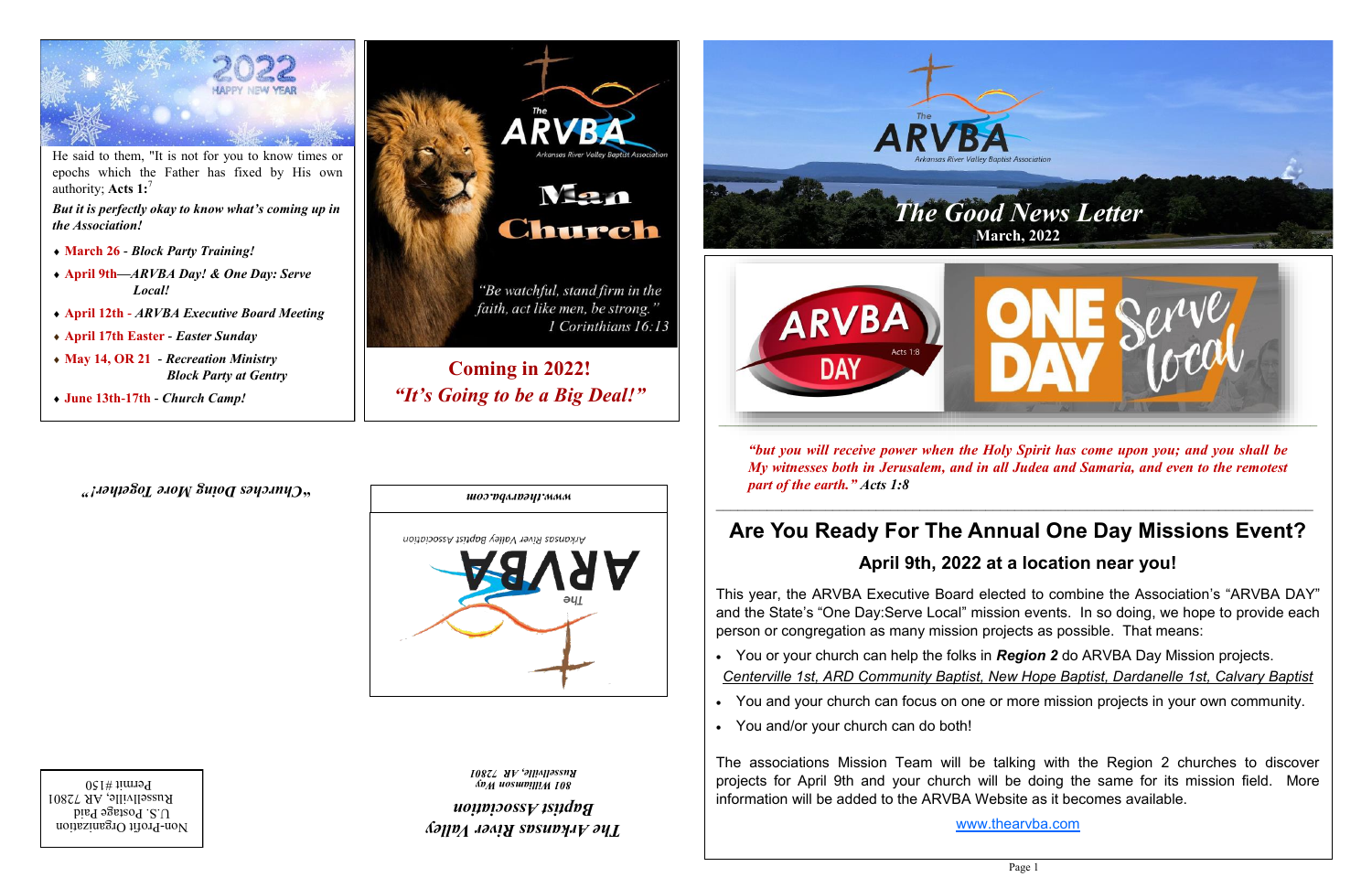He said to them, "It is not for you to know times or epochs which the Father has fixed by His own authority; **Acts 1:**[7]

***But it is perfectly okay to know what's coming up in the Association!***

- **March 26** - *Block Party Training!*
- **April 9th**—*ARVBA Day! & One Day: Serve Local!*
- **April 12th** - *ARVBA Executive Board Meeting*
- **April 17th Easter** - *Easter Sunday*
- **May 14, OR 21** - *Recreation Ministry Block Party at Gentry*
- **June 13th-17th** - *Church Camp!*

The ARVBA Arkansas River Valley Baptist Association

Man Church

*"Be watchful, stand firm in the faith, act like men, be strong." 1 Corinthians 16:13*

**Coming in 2022!**
***"It's Going to be a Big Deal!"***

*"Churches Doing More Together!"*

*www.thearvba.com*

The ARVBA Arkansas River Valley Baptist Association

***The Arkansas River Valley Baptist Association***
*801 Williamson Way*
*Russellville, AR 72801*

Non-Profit Organization
U.S. Postage Paid
Russellville, AR 72801
Permit #150

The ARVBA Arkansas River Valley Baptist Association

# *The Good News Letter*

**March, 2022**

ARVBA DAY Acts 1:8 — ONE DAY Serve local

***"but you will receive power when the Holy Spirit has come upon you; and you shall be My witnesses both in Jerusalem, and in all Judea and Samaria, and even to the remotest part of the earth." Acts 1:8***

## Are You Ready For The Annual One Day Missions Event?

### April 9th, 2022 at a location near you!

This year, the ARVBA Executive Board elected to combine the Association's "ARVBA DAY" and the State's "One Day:Serve Local" mission events. In so doing, we hope to provide each person or congregation as many mission projects as possible. That means:

- You or your church can help the folks in ***Region 2*** do ARVBA Day Mission projects. Centerville 1st, ARD Community Baptist, New Hope Baptist, Dardanelle 1st, Calvary Baptist
- You and your church can focus on one or more mission projects in your own community.
- You and/or your church can do both!

The associations Mission Team will be talking with the Region 2 churches to discover projects for April 9th and your church will be doing the same for its mission field. More information will be added to the ARVBA Website as it becomes available.

www.thearvba.com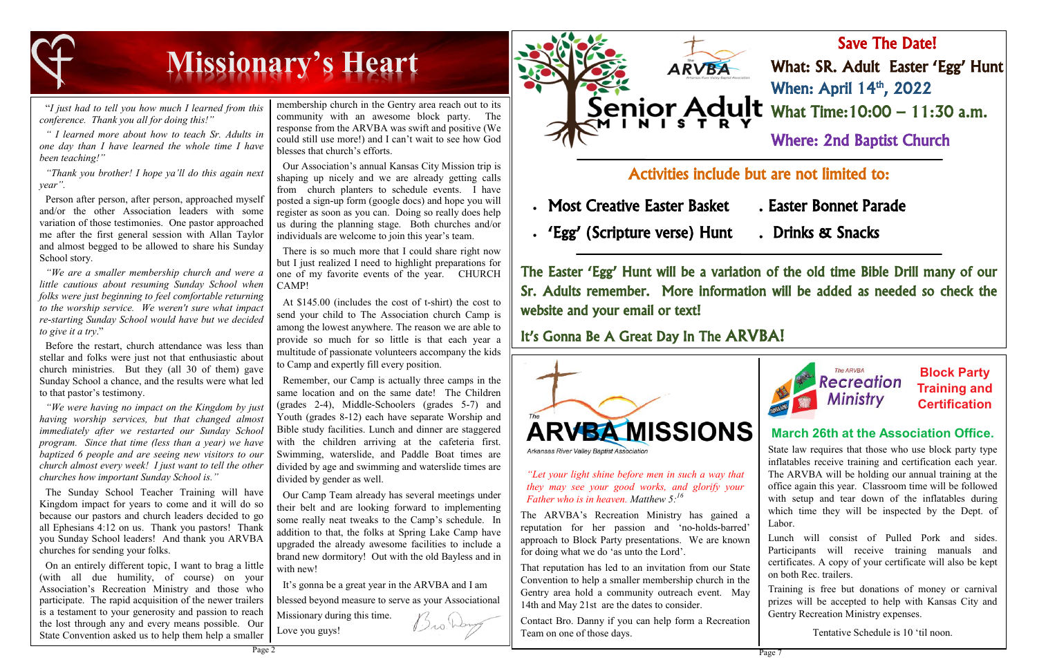# Missionary's Heart

"*I just had to tell you how much I learned from this conference. Thank you all for doing this!"*

*" I learned more about how to teach Sr. Adults in one day than I have learned the whole time I have been teaching!"*

*"Thank you brother! I hope ya'll do this again next year".*

Person after person, after person, approached myself and/or the other Association leaders with some variation of those testimonies. One pastor approached me after the first general session with Allan Taylor and almost begged to be allowed to share his Sunday School story.

*"We are a smaller membership church and were a little cautious about resuming Sunday School when folks were just beginning to feel comfortable returning to the worship service. We weren't sure what impact re-starting Sunday School would have but we decided to give it a try*."

Before the restart, church attendance was less than stellar and folks were just not that enthusiastic about church ministries. But they (all 30 of them) gave Sunday School a chance, and the results were what led to that pastor's testimony.

*"We were having no impact on the Kingdom by just having worship services, but that changed almost immediately after we restarted our Sunday School program. Since that time (less than a year) we have baptized 6 people and are seeing new visitors to our church almost every week! I just want to tell the other churches how important Sunday School is."*

The Sunday School Teacher Training will have Kingdom impact for years to come and it will do so because our pastors and church leaders decided to go all Ephesians 4:12 on us. Thank you pastors! Thank you Sunday School leaders! And thank you ARVBA churches for sending your folks.

On an entirely different topic, I want to brag a little (with all due humility, of course) on your Association's Recreation Ministry and those who participate. The rapid acquisition of the newer trailers is a testament to your generosity and passion to reach the lost through any and every means possible. Our State Convention asked us to help them help a smaller membership church in the Gentry area reach out to its community with an awesome block party. The response from the ARVBA was swift and positive (We could still use more!) and I can't wait to see how God blesses that church's efforts.

Our Association's annual Kansas City Mission trip is shaping up nicely and we are already getting calls from church planters to schedule events. I have posted a sign-up form (google docs) and hope you will register as soon as you can. Doing so really does help us during the planning stage. Both churches and/or individuals are welcome to join this year's team.

There is so much more that I could share right now but I just realized I need to highlight preparations for one of my favorite events of the year. CHURCH CAMP!

At $145.00 (includes the cost of t-shirt) the cost to send your child to The Association church Camp is among the lowest anywhere. The reason we are able to provide so much for so little is that each year a multitude of passionate volunteers accompany the kids to Camp and expertly fill every position.

Remember, our Camp is actually three camps in the same location and on the same date! The Children (grades 2-4), Middle-Schoolers (grades 5-7) and Youth (grades 8-12) each have separate Worship and Bible study facilities. Lunch and dinner are staggered with the children arriving at the cafeteria first. Swimming, waterslide, and Paddle Boat times are divided by age and swimming and waterslide times are divided by gender as well.

Our Camp Team already has several meetings under their belt and are looking forward to implementing some really neat tweaks to the Camp's schedule. In addition to that, the folks at Spring Lake Camp have upgraded the already awesome facilities to include a brand new dormitory! Out with the old Bayless and in with new!

It's gonna be a great year in the ARVBA and I am blessed beyond measure to serve as your Associational Missionary during this time.

Love you guys!

Bro Danny

---

## Senior Adult Ministry

## Save The Date!

**What: SR. Adult Easter 'Egg' Hunt**

**When: April 14th, 2022**

**What Time: 10:00 – 11:30 a.m.**

**Where: 2nd Baptist Church**

### Activities include but are not limited to:

- Most Creative Easter Basket
- Easter Bonnet Parade
- 'Egg' (Scripture verse) Hunt
- Drinks & Snacks

**The Easter 'Egg' Hunt will be a variation of the old time Bible Drill many of our Sr. Adults remember. More information will be added as needed so check the website and your email or text!**

**It's Gonna Be A Great Day In The ARVBA!**

---

## The ARVBA MISSIONS

Arkansas River Valley Baptist Association

*"Let your light shine before men in such a way that they may see your good works, and glorify your Father who is in heaven. Matthew 5:16*

The ARVBA's Recreation Ministry has gained a reputation for her passion and 'no-holds-barred' approach to Block Party presentations. We are known for doing what we do 'as unto the Lord'.

That reputation has led to an invitation from our State Convention to help a smaller membership church in the Gentry area hold a community outreach event. May 14th and May 21st are the dates to consider.

Contact Bro. Danny if you can help form a Recreation Team on one of those days.

---

## The ARVBA Recreation Ministry

## Block Party Training and Certification

### March 26th at the Association Office.

State law requires that those who use block party type inflatables receive training and certification each year. The ARVBA will be holding our annual training at the office again this year. Classroom time will be followed with setup and tear down of the inflatables during which time they will be inspected by the Dept. of Labor.

Lunch will consist of Pulled Pork and sides. Participants will receive training manuals and certificates. A copy of your certificate will also be kept on both Rec. trailers.

Training is free but donations of money or carnival prizes will be accepted to help with Kansas City and Gentry Recreation Ministry expenses.

Tentative Schedule is 10 'til noon.